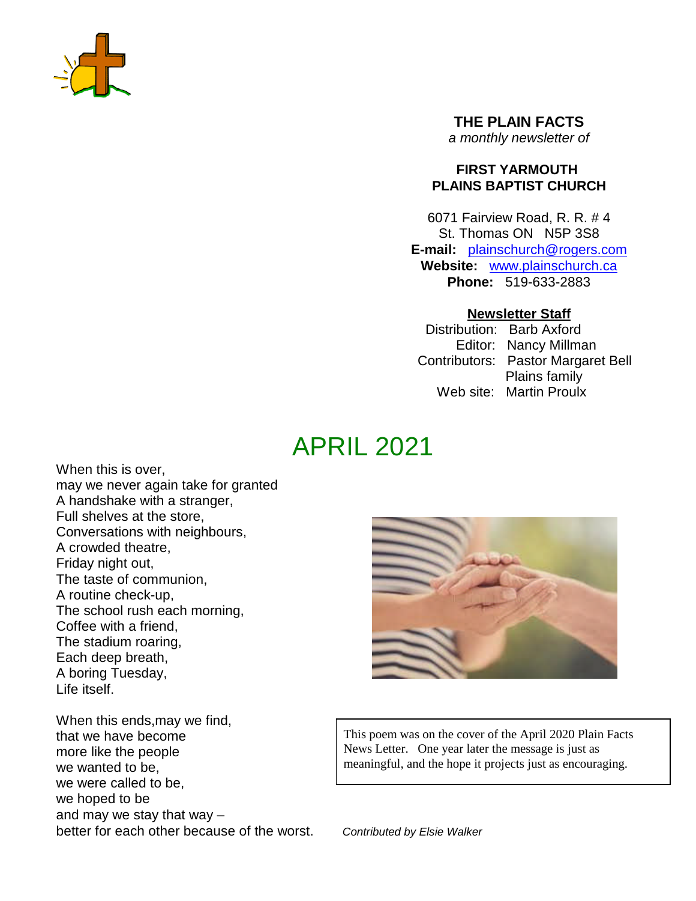**THE PLAIN FACTS**

*a monthly newsletter of*

**FIRST YARMOUTH PLAINS BAPTIST CHURCH**

6071 Fairview Road, R. R. # 4
St. Thomas ON N5P 3S8
**E-mail:** plainschurch@rogers.com
**Website:** www.plainschurch.ca
**Phone:** 519-633-2883

**Newsletter Staff**

Distribution: Barb Axford
Editor: Nancy Millman
Contributors: Pastor Margaret Bell
Plains family
Web site: Martin Proulx

# APRIL 2021

When this is over,
may we never again take for granted
A handshake with a stranger,
Full shelves at the store,
Conversations with neighbours,
A crowded theatre,
Friday night out,
The taste of communion,
A routine check-up,
The school rush each morning,
Coffee with a friend,
The stadium roaring,
Each deep breath,
A boring Tuesday,
Life itself.

When this ends,may we find,
that we have become
more like the people
we wanted to be,
we were called to be,
we hoped to be
and may we stay that way –
better for each other because of the worst.

This poem was on the cover of the April 2020 Plain Facts News Letter. One year later the message is just as meaningful, and the hope it projects just as encouraging.

*Contributed by Elsie Walker*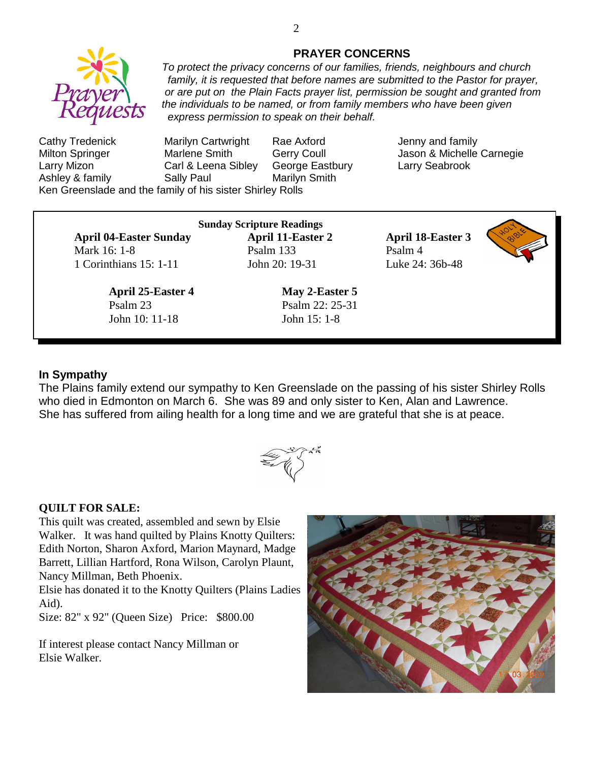## PRAYER CONCERNS

*To protect the privacy concerns of our families, friends, neighbours and church family, it is requested that before names are submitted to the Pastor for prayer, or are put on the Plain Facts prayer list, permission be sought and granted from the individuals to be named, or from family members who have been given express permission to speak on their behalf.*

| | | | |
|---|---|---|---|
| Cathy Tredenick | Marilyn Cartwright | Rae Axford | Jenny and family |
| Milton Springer | Marlene Smith | Gerry Coull | Jason & Michelle Carnegie |
| Larry Mizon | Carl & Leena Sibley | George Eastbury | Larry Seabrook |
| Ashley & family | Sally Paul | Marilyn Smith | |

Ken Greenslade and the family of his sister Shirley Rolls

**Sunday Scripture Readings**

**April 04-Easter Sunday**
Mark 16: 1-8
1 Corinthians 15: 1-11

**April 11-Easter 2**
Psalm 133
John 20: 19-31

**April 18-Easter 3**
Psalm 4
Luke 24: 36b-48

**April 25-Easter 4**
Psalm 23
John 10: 11-18

**May 2-Easter 5**
Psalm 22: 25-31
John 15: 1-8

### In Sympathy

The Plains family extend our sympathy to Ken Greenslade on the passing of his sister Shirley Rolls who died in Edmonton on March 6. She was 89 and only sister to Ken, Alan and Lawrence. She has suffered from ailing health for a long time and we are grateful that she is at peace.

**QUILT FOR SALE:**

This quilt was created, assembled and sewn by Elsie Walker. It was hand quilted by Plains Knotty Quilters: Edith Norton, Sharon Axford, Marion Maynard, Madge Barrett, Lillian Hartford, Rona Wilson, Carolyn Plaunt, Nancy Millman, Beth Phoenix.
Elsie has donated it to the Knotty Quilters (Plains Ladies Aid).
Size: 82" x 92" (Queen Size) Price: $800.00

If interest please contact Nancy Millman or Elsie Walker.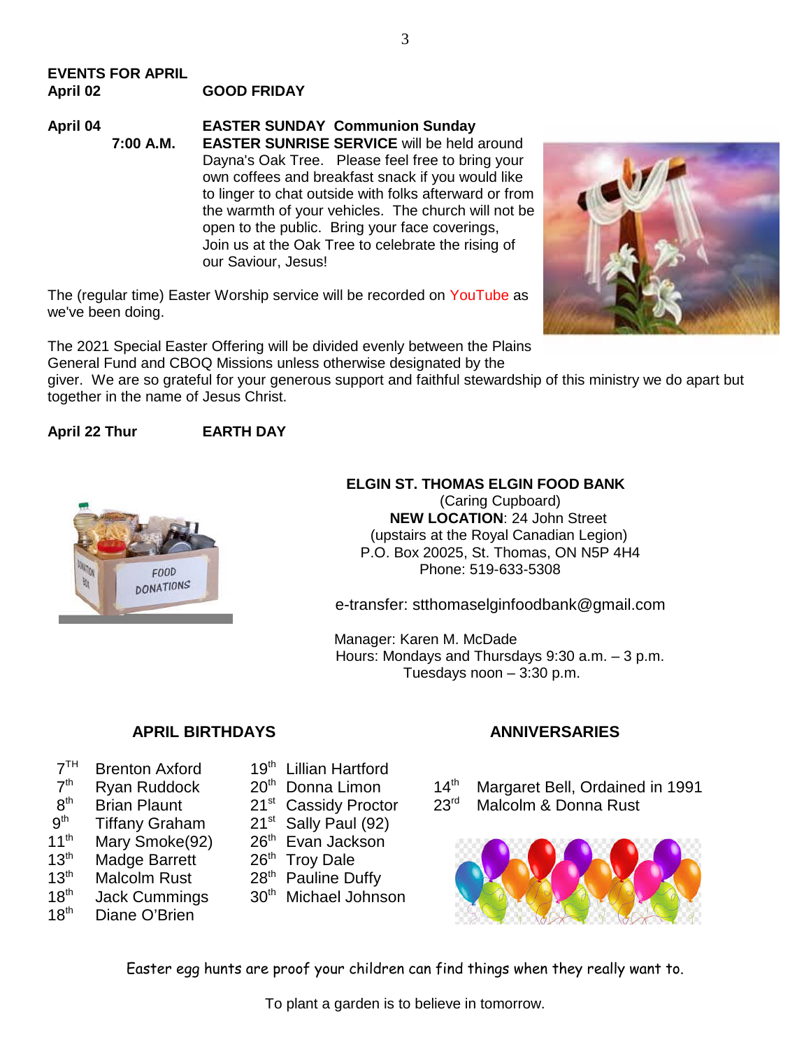## EVENTS FOR APRIL

**April 02** **GOOD FRIDAY**

**April 04** **EASTER SUNDAY Communion Sunday**

**7:00 A.M.** **EASTER SUNRISE SERVICE** will be held around Dayna's Oak Tree. Please feel free to bring your own coffees and breakfast snack if you would like to linger to chat outside with folks afterward or from the warmth of your vehicles. The church will not be open to the public. Bring your face coverings, Join us at the Oak Tree to celebrate the rising of our Saviour, Jesus!

The (regular time) Easter Worship service will be recorded on YouTube as we've been doing.

The 2021 Special Easter Offering will be divided evenly between the Plains General Fund and CBOQ Missions unless otherwise designated by the giver. We are so grateful for your generous support and faithful stewardship of this ministry we do apart but together in the name of Jesus Christ.

**April 22 Thur** **EARTH DAY**

**ELGIN ST. THOMAS ELGIN FOOD BANK**
(Caring Cupboard)
**NEW LOCATION**: 24 John Street
(upstairs at the Royal Canadian Legion)
P.O. Box 20025, St. Thomas, ON N5P 4H4
Phone: 519-633-5308

e-transfer: stthomaselginfoodbank@gmail.com

Manager: Karen M. McDade
Hours: Mondays and Thursdays 9:30 a.m. – 3 p.m.
Tuesdays noon – 3:30 p.m.

### APRIL BIRTHDAYS

- 7TH Brenton Axford
- 7th Ryan Ruddock
- 8th Brian Plaunt
- 9th Tiffany Graham
- 11th Mary Smoke(92)
- 13th Madge Barrett
- 13th Malcolm Rust
- 18th Jack Cummings
- 18th Diane O'Brien
- 19th Lillian Hartford
- 20th Donna Limon
- 21st Cassidy Proctor
- 21st Sally Paul (92)
- 26th Evan Jackson
- 26th Troy Dale
- 28th Pauline Duffy
- 30th Michael Johnson

### ANNIVERSARIES

- 14th Margaret Bell, Ordained in 1991
- 23rd Malcolm & Donna Rust

Easter egg hunts are proof your children can find things when they really want to.

To plant a garden is to believe in tomorrow.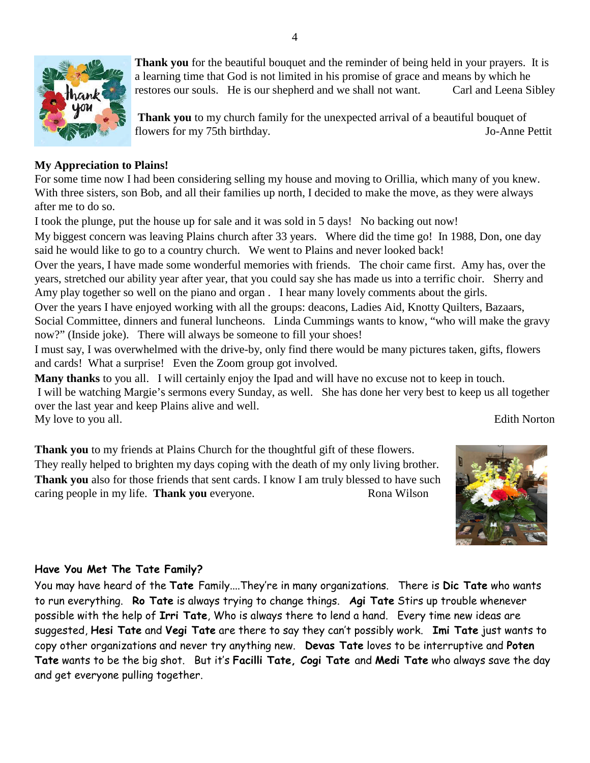**Thank you** for the beautiful bouquet and the reminder of being held in your prayers. It is a learning time that God is not limited in his promise of grace and means by which he restores our souls. He is our shepherd and we shall not want. Carl and Leena Sibley

**Thank you** to my church family for the unexpected arrival of a beautiful bouquet of flowers for my 75th birthday. Jo-Anne Pettit

**My Appreciation to Plains!**

For some time now I had been considering selling my house and moving to Orillia, which many of you knew. With three sisters, son Bob, and all their families up north, I decided to make the move, as they were always after me to do so.

I took the plunge, put the house up for sale and it was sold in 5 days! No backing out now!

My biggest concern was leaving Plains church after 33 years. Where did the time go! In 1988, Don, one day said he would like to go to a country church. We went to Plains and never looked back!

Over the years, I have made some wonderful memories with friends. The choir came first. Amy has, over the years, stretched our ability year after year, that you could say she has made us into a terrific choir. Sherry and Amy play together so well on the piano and organ . I hear many lovely comments about the girls.

Over the years I have enjoyed working with all the groups: deacons, Ladies Aid, Knotty Quilters, Bazaars, Social Committee, dinners and funeral luncheons. Linda Cummings wants to know, "who will make the gravy now?" (Inside joke). There will always be someone to fill your shoes!

I must say, I was overwhelmed with the drive-by, only find there would be many pictures taken, gifts, flowers and cards! What a surprise! Even the Zoom group got involved.

**Many thanks** to you all. I will certainly enjoy the Ipad and will have no excuse not to keep in touch.

I will be watching Margie's sermons every Sunday, as well. She has done her very best to keep us all together over the last year and keep Plains alive and well.

My love to you all. Edith Norton

**Thank you** to my friends at Plains Church for the thoughtful gift of these flowers. They really helped to brighten my days coping with the death of my only living brother. **Thank you** also for those friends that sent cards. I know I am truly blessed to have such caring people in my life. **Thank you** everyone. Rona Wilson

**Have You Met The Tate Family?**

You may have heard of the **Tate** Family....They're in many organizations. There is **Dic Tate** who wants to run everything. **Ro Tate** is always trying to change things. **Agi Tate** Stirs up trouble whenever possible with the help of **Irri Tate**, Who is always there to lend a hand. Every time new ideas are suggested, **Hesi Tate** and **Vegi Tate** are there to say they can't possibly work. **Imi Tate** just wants to copy other organizations and never try anything new. **Devas Tate** loves to be interruptive and **Poten Tate** wants to be the big shot. But it's **Facilli Tate, Cogi Tate** and **Medi Tate** who always save the day and get everyone pulling together.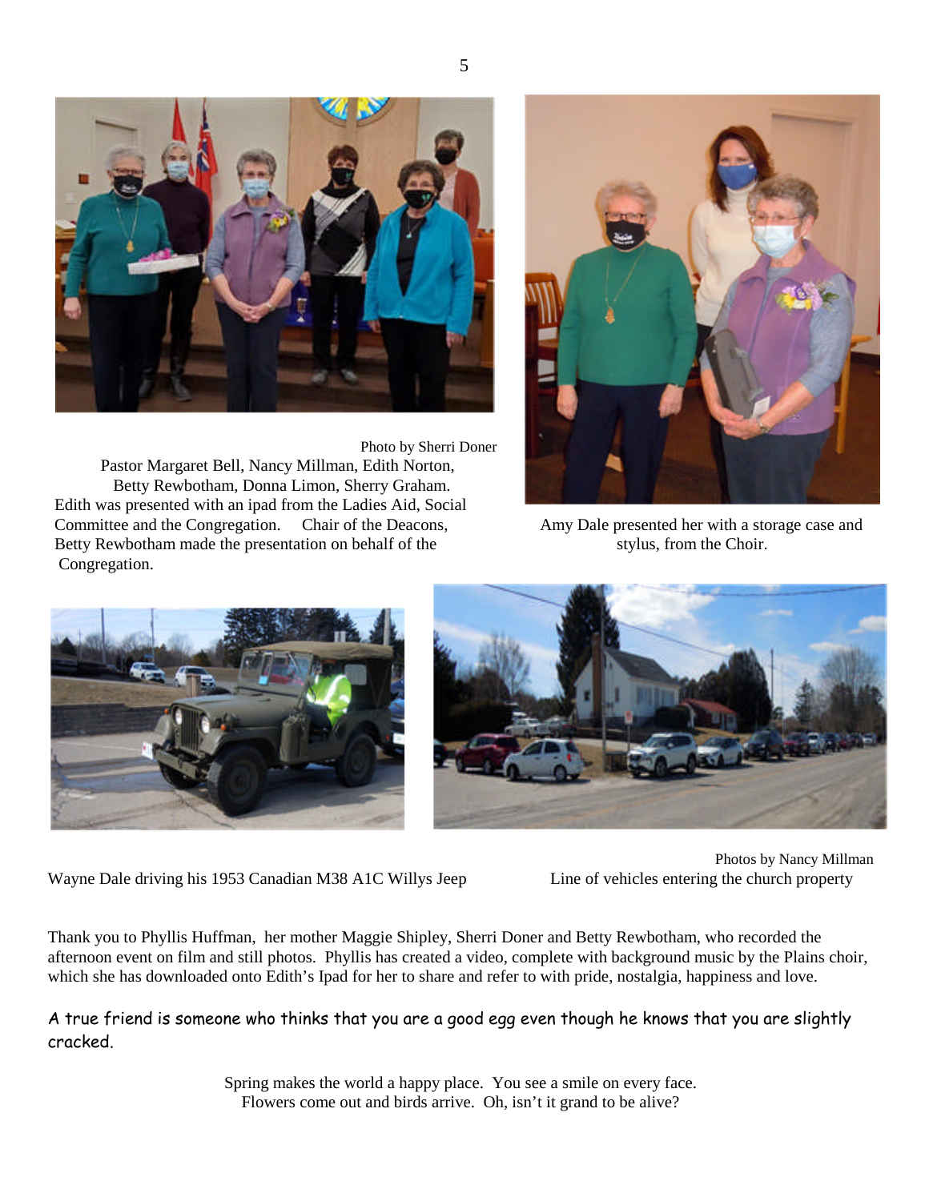Photo by Sherri Doner

Pastor Margaret Bell, Nancy Millman, Edith Norton, Betty Rewbotham, Donna Limon, Sherry Graham. Edith was presented with an ipad from the Ladies Aid, Social Committee and the Congregation. Chair of the Deacons, Betty Rewbotham made the presentation on behalf of the Congregation.

Amy Dale presented her with a storage case and stylus, from the Choir.

Photos by Nancy Millman

Wayne Dale driving his 1953 Canadian M38 A1C Willys Jeep

Line of vehicles entering the church property

Thank you to Phyllis Huffman, her mother Maggie Shipley, Sherri Doner and Betty Rewbotham, who recorded the afternoon event on film and still photos. Phyllis has created a video, complete with background music by the Plains choir, which she has downloaded onto Edith's Ipad for her to share and refer to with pride, nostalgia, happiness and love.

A true friend is someone who thinks that you are a good egg even though he knows that you are slightly cracked.

Spring makes the world a happy place. You see a smile on every face.
Flowers come out and birds arrive. Oh, isn't it grand to be alive?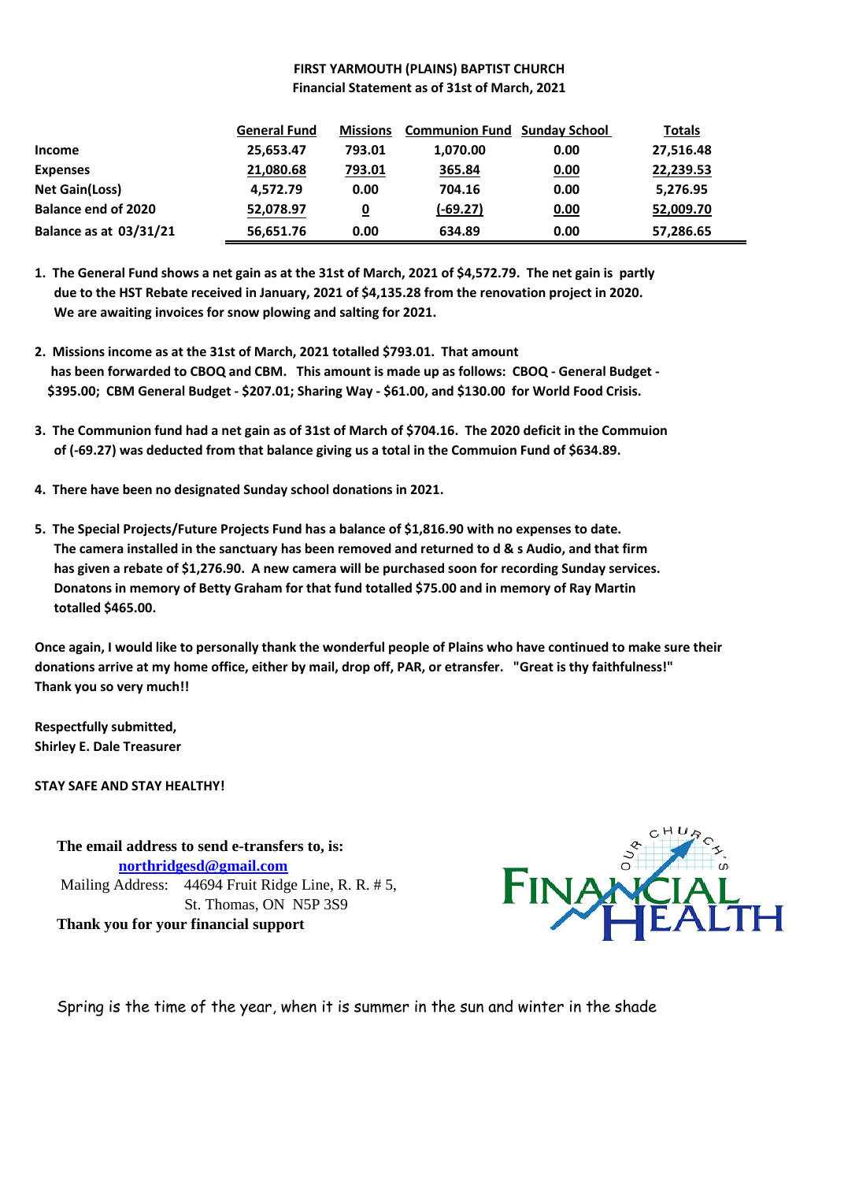**FIRST YARMOUTH (PLAINS) BAPTIST CHURCH**
**Financial Statement as of 31st of March, 2021**

| | General Fund | Missions | Communion Fund | Sunday School | Totals |
|---|---|---|---|---|---|
| **Income** | 25,653.47 | 793.01 | 1,070.00 | 0.00 | 27,516.48 |
| **Expenses** | 21,080.68 | 793.01 | 365.84 | 0.00 | 22,239.53 |
| **Net Gain(Loss)** | 4,572.79 | 0.00 | 704.16 | 0.00 | 5,276.95 |
| **Balance end of 2020** | 52,078.97 | 0 | (-69.27) | 0.00 | 52,009.70 |
| **Balance as at 03/31/21** | 56,651.76 | 0.00 | 634.89 | 0.00 | 57,286.65 |

1. **The General Fund shows a net gain as at the 31st of March, 2021 of $4,572.79. The net gain is partly due to the HST Rebate received in January, 2021 of $4,135.28 from the renovation project in 2020. We are awaiting invoices for snow plowing and salting for 2021.**

2. **Missions income as at the 31st of March, 2021 totalled $793.01. That amount has been forwarded to CBOQ and CBM. This amount is made up as follows: CBOQ - General Budget - $395.00; CBM General Budget - $207.01; Sharing Way - $61.00, and $130.00 for World Food Crisis.**

3. **The Communion fund had a net gain as of 31st of March of $704.16. The 2020 deficit in the Commuion of (-69.27) was deducted from that balance giving us a total in the Commuion Fund of $634.89.**

4. **There have been no designated Sunday school donations in 2021.**

5. **The Special Projects/Future Projects Fund has a balance of $1,816.90 with no expenses to date. The camera installed in the sanctuary has been removed and returned to d & s Audio, and that firm has given a rebate of $1,276.90. A new camera will be purchased soon for recording Sunday services. Donatons in memory of Betty Graham for that fund totalled $75.00 and in memory of Ray Martin totalled $465.00.**

**Once again, I would like to personally thank the wonderful people of Plains who have continued to make sure their donations arrive at my home office, either by mail, drop off, PAR, or etransfer. "Great is thy faithfulness!" Thank you so very much!!**

**Respectfully submitted,**
**Shirley E. Dale Treasurer**

**STAY SAFE AND STAY HEALTHY!**

**The email address to send e-transfers to, is:**
**northridgesd@gmail.com**
Mailing Address: 44694 Fruit Ridge Line, R. R. # 5,
St. Thomas, ON N5P 3S9
**Thank you for your financial support**

OUR CHURCH'S FINANCIAL HEALTH

Spring is the time of the year, when it is summer in the sun and winter in the shade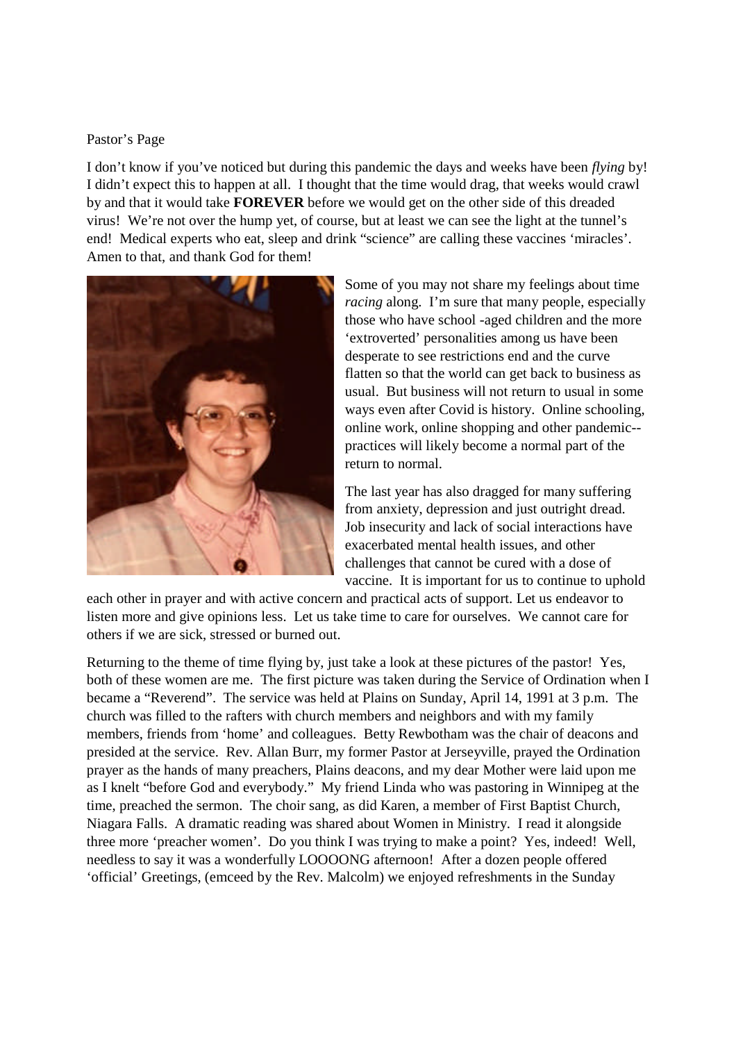Pastor's Page

I don't know if you've noticed but during this pandemic the days and weeks have been *flying* by! I didn't expect this to happen at all. I thought that the time would drag, that weeks would crawl by and that it would take **FOREVER** before we would get on the other side of this dreaded virus! We're not over the hump yet, of course, but at least we can see the light at the tunnel's end! Medical experts who eat, sleep and drink "science" are calling these vaccines 'miracles'. Amen to that, and thank God for them!

Some of you may not share my feelings about time *racing* along. I'm sure that many people, especially those who have school -aged children and the more 'extroverted' personalities among us have been desperate to see restrictions end and the curve flatten so that the world can get back to business as usual. But business will not return to usual in some ways even after Covid is history. Online schooling, online work, online shopping and other pandemic--practices will likely become a normal part of the return to normal.

The last year has also dragged for many suffering from anxiety, depression and just outright dread. Job insecurity and lack of social interactions have exacerbated mental health issues, and other challenges that cannot be cured with a dose of vaccine. It is important for us to continue to uphold each other in prayer and with active concern and practical acts of support. Let us endeavor to listen more and give opinions less. Let us take time to care for ourselves. We cannot care for others if we are sick, stressed or burned out.

Returning to the theme of time flying by, just take a look at these pictures of the pastor! Yes, both of these women are me. The first picture was taken during the Service of Ordination when I became a "Reverend". The service was held at Plains on Sunday, April 14, 1991 at 3 p.m. The church was filled to the rafters with church members and neighbors and with my family members, friends from 'home' and colleagues. Betty Rewbotham was the chair of deacons and presided at the service. Rev. Allan Burr, my former Pastor at Jerseyville, prayed the Ordination prayer as the hands of many preachers, Plains deacons, and my dear Mother were laid upon me as I knelt "before God and everybody." My friend Linda who was pastoring in Winnipeg at the time, preached the sermon. The choir sang, as did Karen, a member of First Baptist Church, Niagara Falls. A dramatic reading was shared about Women in Ministry. I read it alongside three more 'preacher women'. Do you think I was trying to make a point? Yes, indeed! Well, needless to say it was a wonderfully LOOOONG afternoon! After a dozen people offered 'official' Greetings, (emceed by the Rev. Malcolm) we enjoyed refreshments in the Sunday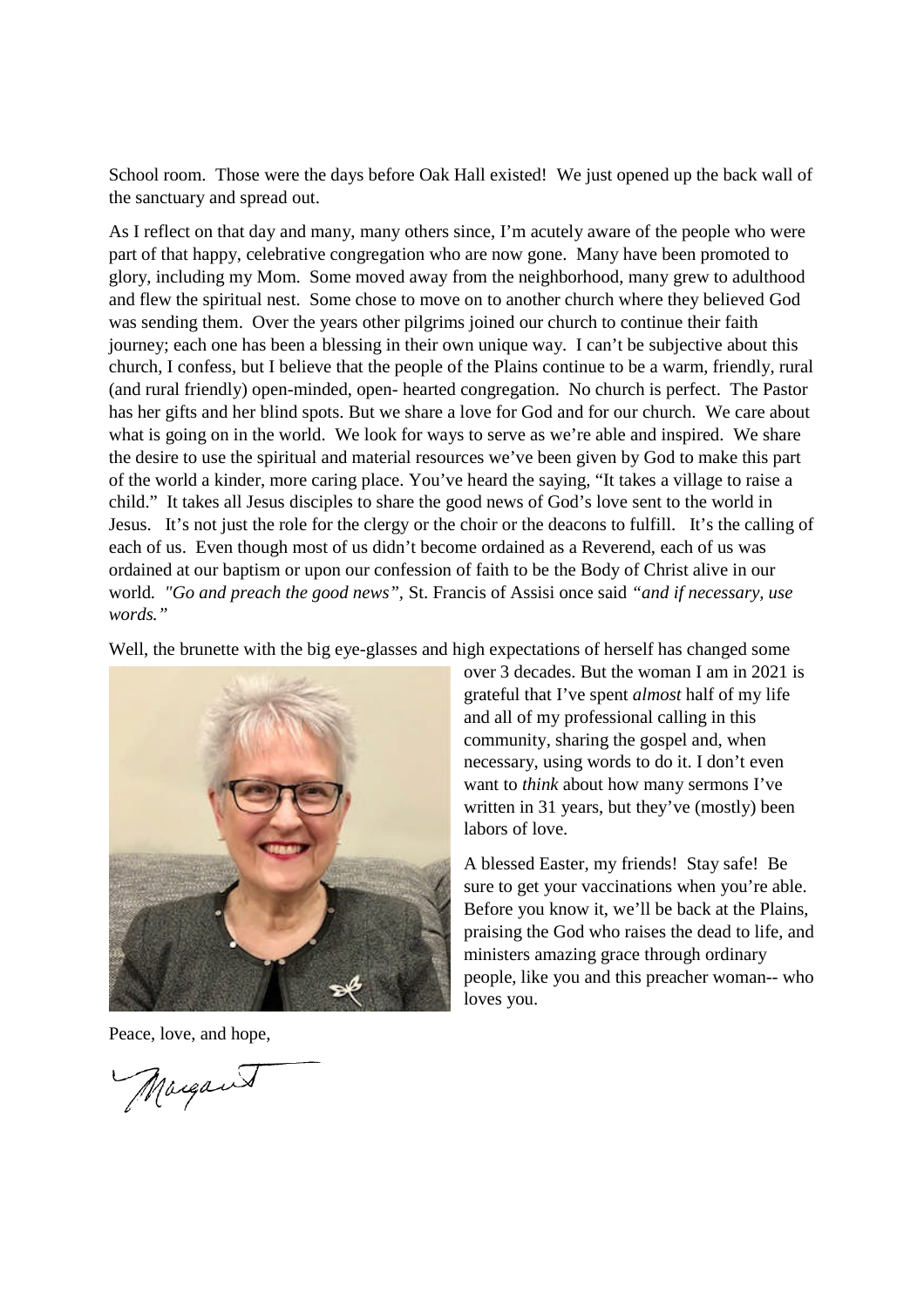School room. Those were the days before Oak Hall existed! We just opened up the back wall of the sanctuary and spread out.

As I reflect on that day and many, many others since, I'm acutely aware of the people who were part of that happy, celebrative congregation who are now gone. Many have been promoted to glory, including my Mom. Some moved away from the neighborhood, many grew to adulthood and flew the spiritual nest. Some chose to move on to another church where they believed God was sending them. Over the years other pilgrims joined our church to continue their faith journey; each one has been a blessing in their own unique way. I can't be subjective about this church, I confess, but I believe that the people of the Plains continue to be a warm, friendly, rural (and rural friendly) open-minded, open- hearted congregation. No church is perfect. The Pastor has her gifts and her blind spots. But we share a love for God and for our church. We care about what is going on in the world. We look for ways to serve as we're able and inspired. We share the desire to use the spiritual and material resources we've been given by God to make this part of the world a kinder, more caring place. You've heard the saying, "It takes a village to raise a child." It takes all Jesus disciples to share the good news of God's love sent to the world in Jesus. It's not just the role for the clergy or the choir or the deacons to fulfill. It's the calling of each of us. Even though most of us didn't become ordained as a Reverend, each of us was ordained at our baptism or upon our confession of faith to be the Body of Christ alive in our world. *"Go and preach the good news"*, St. Francis of Assisi once said *"and if necessary, use words."*

Well, the brunette with the big eye-glasses and high expectations of herself has changed some over 3 decades. But the woman I am in 2021 is grateful that I've spent *almost* half of my life and all of my professional calling in this community, sharing the gospel and, when necessary, using words to do it. I don't even want to *think* about how many sermons I've written in 31 years, but they've (mostly) been labors of love.

A blessed Easter, my friends! Stay safe! Be sure to get your vaccinations when you're able. Before you know it, we'll be back at the Plains, praising the God who raises the dead to life, and ministers amazing grace through ordinary people, like you and this preacher woman-- who loves you.

Peace, love, and hope,

Margaret